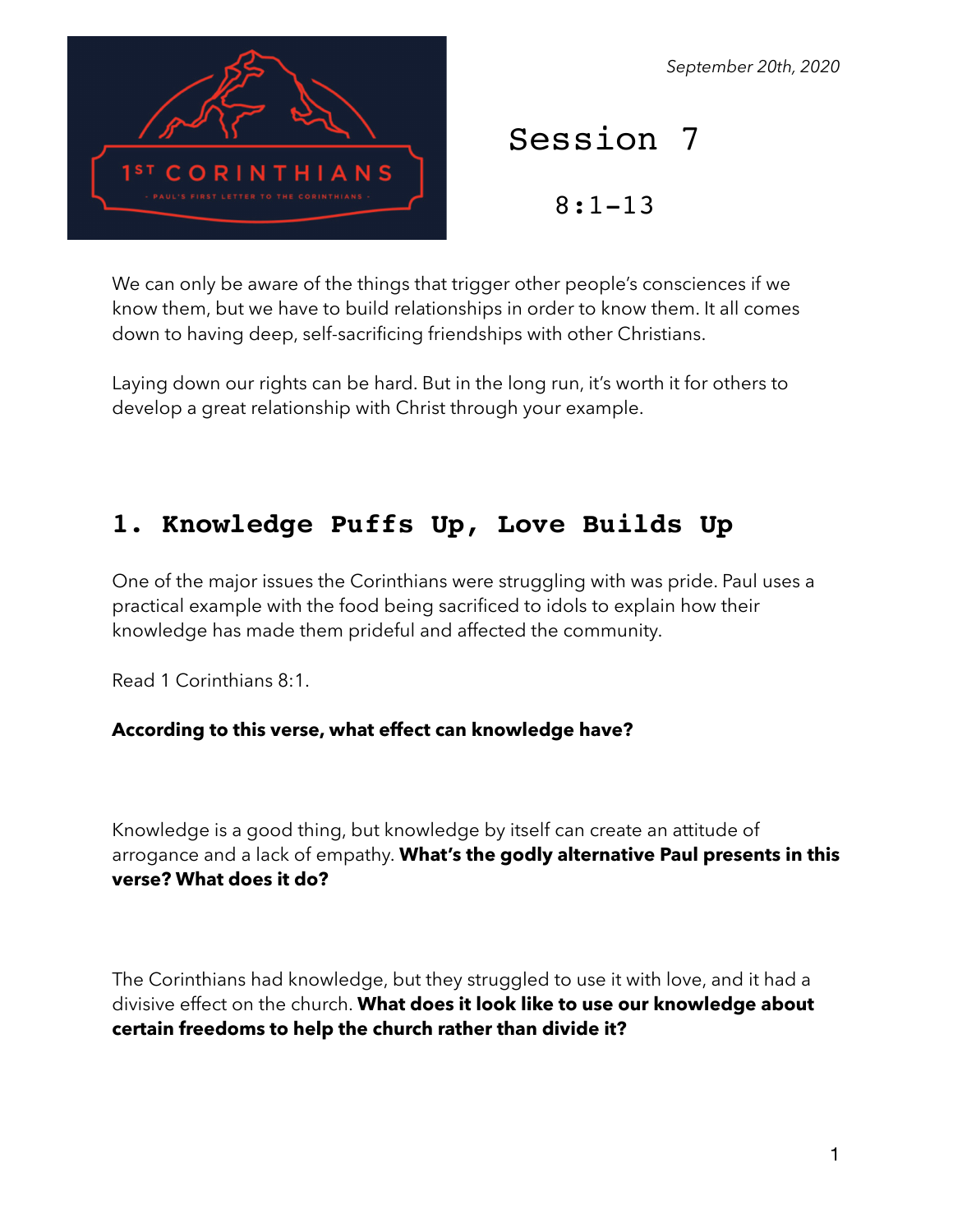*September 20th, 2020*

# Session 7

## 8:1-13

We can only be aware of the things that trigger other people's consciences if we know them, but we have to build relationships in order to know them. It all comes down to having deep, self-sacrificing friendships with other Christians.

Laying down our rights can be hard. But in the long run, it's worth it for others to develop a great relationship with Christ through your example.

## 1. Knowledge Puffs Up, Love Builds Up

One of the major issues the Corinthians were struggling with was pride. Paul uses a practical example with the food being sacrificed to idols to explain how their knowledge has made them prideful and affected the community.

Read 1 Corinthians 8:1.

**According to this verse, what effect can knowledge have?**

Knowledge is a good thing, but knowledge by itself can create an attitude of arrogance and a lack of empathy. **What's the godly alternative Paul presents in this verse? What does it do?**

The Corinthians had knowledge, but they struggled to use it with love, and it had a divisive effect on the church. **What does it look like to use our knowledge about certain freedoms to help the church rather than divide it?**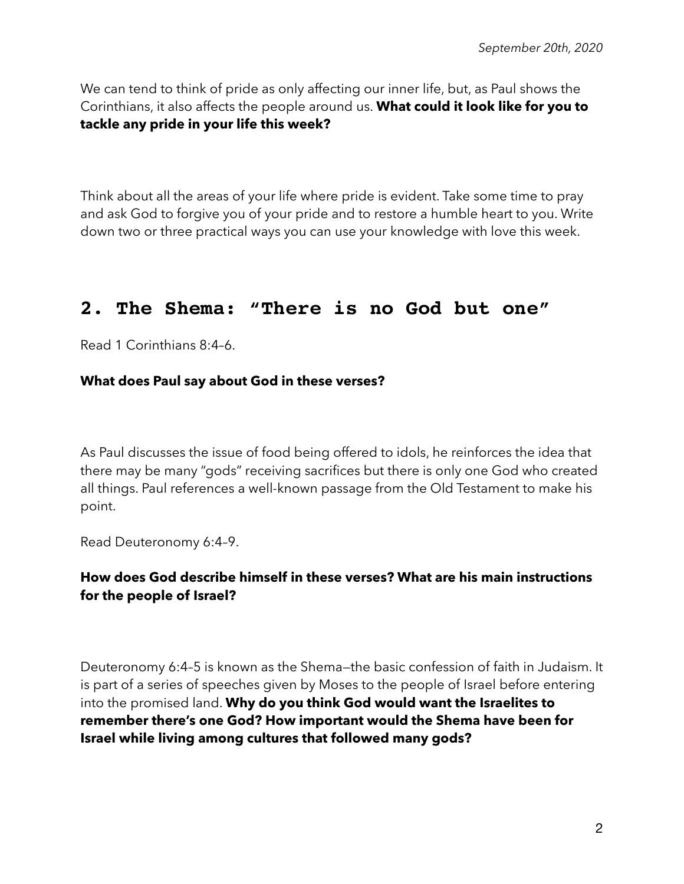*September 20th, 2020*

We can tend to think of pride as only affecting our inner life, but, as Paul shows the Corinthians, it also affects the people around us. **What could it look like for you to tackle any pride in your life this week?**

Think about all the areas of your life where pride is evident. Take some time to pray and ask God to forgive you of your pride and to restore a humble heart to you. Write down two or three practical ways you can use your knowledge with love this week.

## 2. The Shema: "There is no God but one"

Read 1 Corinthians 8:4–6.

**What does Paul say about God in these verses?**

As Paul discusses the issue of food being offered to idols, he reinforces the idea that there may be many "gods" receiving sacrifices but there is only one God who created all things. Paul references a well-known passage from the Old Testament to make his point.

Read Deuteronomy 6:4–9.

**How does God describe himself in these verses? What are his main instructions for the people of Israel?**

Deuteronomy 6:4–5 is known as the Shema—the basic confession of faith in Judaism. It is part of a series of speeches given by Moses to the people of Israel before entering into the promised land. **Why do you think God would want the Israelites to remember there's one God? How important would the Shema have been for Israel while living among cultures that followed many gods?**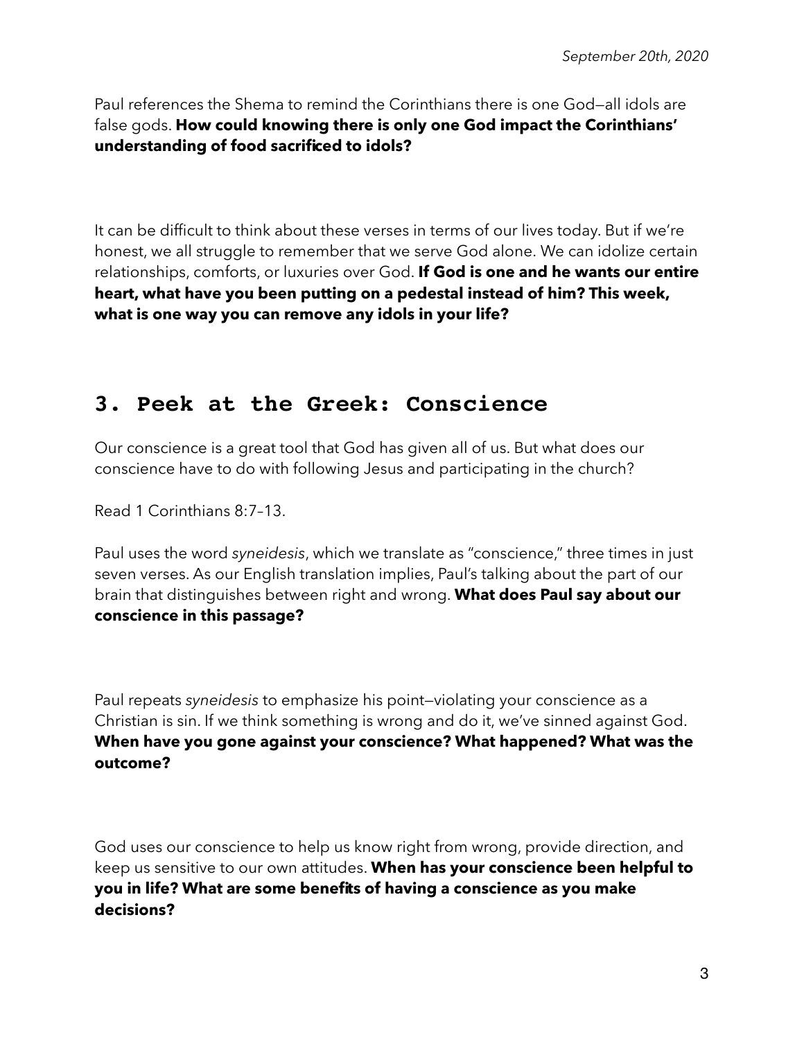Paul references the Shema to remind the Corinthians there is one God—all idols are false gods. **How could knowing there is only one God impact the Corinthians' understanding of food sacrificed to idols?**

It can be difficult to think about these verses in terms of our lives today. But if we're honest, we all struggle to remember that we serve God alone. We can idolize certain relationships, comforts, or luxuries over God. **If God is one and he wants our entire heart, what have you been putting on a pedestal instead of him? This week, what is one way you can remove any idols in your life?**

## 3. Peek at the Greek: Conscience

Our conscience is a great tool that God has given all of us. But what does our conscience have to do with following Jesus and participating in the church?

Read 1 Corinthians 8:7–13.

Paul uses the word *syneidesis*, which we translate as "conscience," three times in just seven verses. As our English translation implies, Paul's talking about the part of our brain that distinguishes between right and wrong. **What does Paul say about our conscience in this passage?**

Paul repeats *syneidesis* to emphasize his point—violating your conscience as a Christian is sin. If we think something is wrong and do it, we've sinned against God. **When have you gone against your conscience? What happened? What was the outcome?**

God uses our conscience to help us know right from wrong, provide direction, and keep us sensitive to our own attitudes. **When has your conscience been helpful to you in life? What are some benefits of having a conscience as you make decisions?**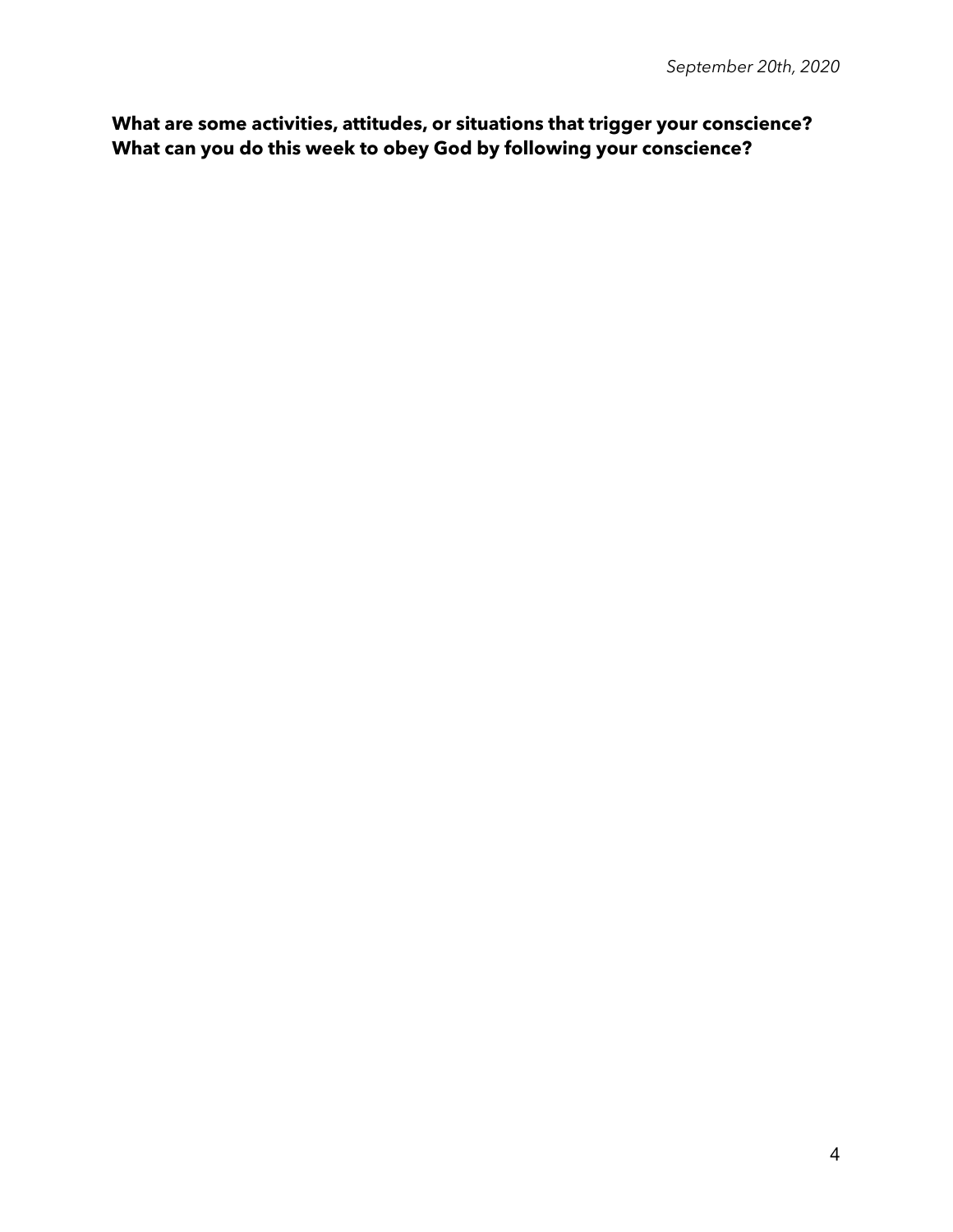*September 20th, 2020*

**What are some activities, attitudes, or situations that trigger your conscience?**
**What can you do this week to obey God by following your conscience?**